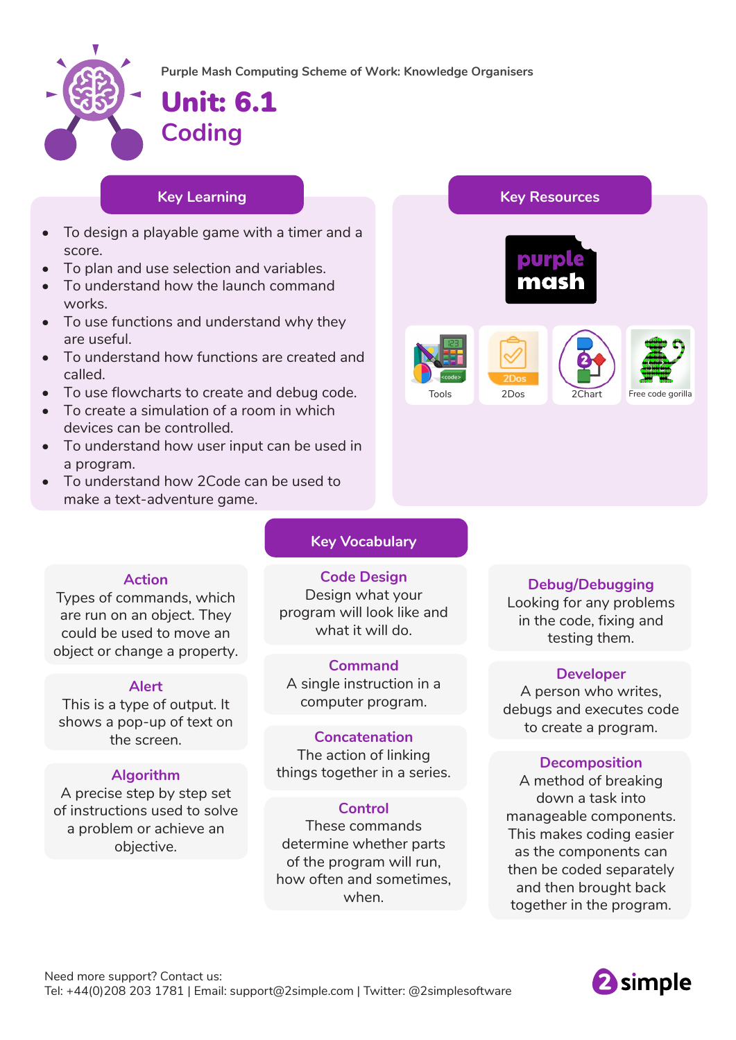Purple Mash Computing Scheme of Work: Knowledge Organisers

# Unit: 6.1

## Coding

### Key Learning

- To design a playable game with a timer and a score.
- To plan and use selection and variables.
- To understand how the launch command works.
- To use functions and understand why they are useful.
- To understand how functions are created and called.
- To use flowcharts to create and debug code.
- To create a simulation of a room in which devices can be controlled.
- To understand how user input can be used in a program.
- To understand how 2Code can be used to make a text-adventure game.

### Key Resources

purple mash

Tools

2Dos

2Chart

Free code gorilla

### Key Vocabulary

**Action**
Types of commands, which are run on an object. They could be used to move an object or change a property.

**Alert**
This is a type of output. It shows a pop-up of text on the screen.

**Algorithm**
A precise step by step set of instructions used to solve a problem or achieve an objective.

**Code Design**
Design what your program will look like and what it will do.

**Command**
A single instruction in a computer program.

**Concatenation**
The action of linking things together in a series.

**Control**
These commands determine whether parts of the program will run, how often and sometimes, when.

**Debug/Debugging**
Looking for any problems in the code, fixing and testing them.

**Developer**
A person who writes, debugs and executes code to create a program.

**Decomposition**
A method of breaking down a task into manageable components. This makes coding easier as the components can then be coded separately and then brought back together in the program.

Need more support? Contact us:
Tel: +44(0)208 203 1781 | Email: support@2simple.com | Twitter: @2simplesoftware

2simple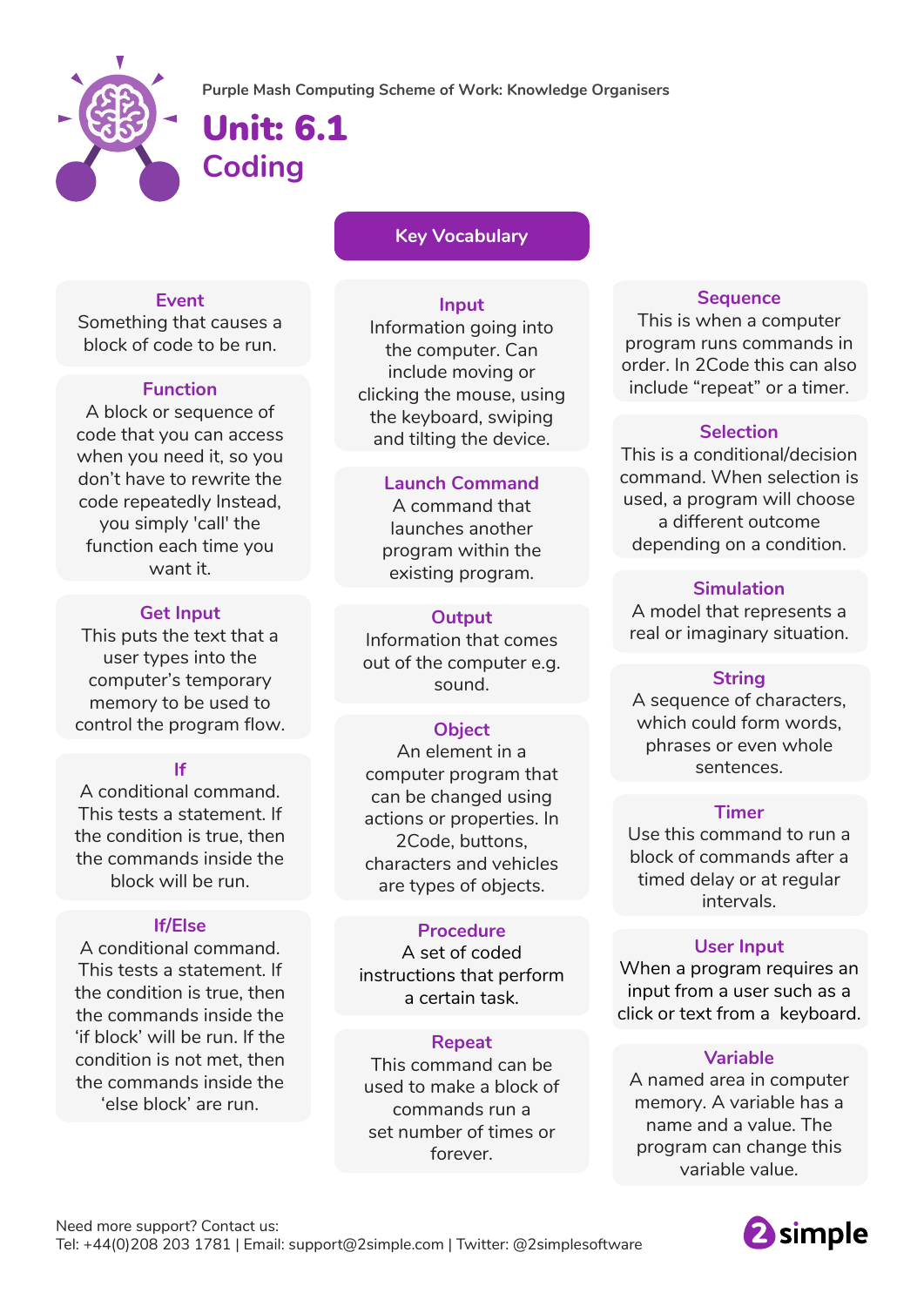Purple Mash Computing Scheme of Work: Knowledge Organisers

# Unit: 6.1
## Coding

### Key Vocabulary

**Event**
Something that causes a block of code to be run.

**Function**
A block or sequence of code that you can access when you need it, so you don't have to rewrite the code repeatedly Instead, you simply 'call' the function each time you want it.

**Get Input**
This puts the text that a user types into the computer's temporary memory to be used to control the program flow.

**If**
A conditional command. This tests a statement. If the condition is true, then the commands inside the block will be run.

**If/Else**
A conditional command. This tests a statement. If the condition is true, then the commands inside the 'if block' will be run. If the condition is not met, then the commands inside the 'else block' are run.

**Input**
Information going into the computer. Can include moving or clicking the mouse, using the keyboard, swiping and tilting the device.

**Launch Command**
A command that launches another program within the existing program.

**Output**
Information that comes out of the computer e.g. sound.

**Object**
An element in a computer program that can be changed using actions or properties. In 2Code, buttons, characters and vehicles are types of objects.

**Procedure**
A set of coded instructions that perform a certain task.

**Repeat**
This command can be used to make a block of commands run a set number of times or forever.

**Sequence**
This is when a computer program runs commands in order. In 2Code this can also include "repeat" or a timer.

**Selection**
This is a conditional/decision command. When selection is used, a program will choose a different outcome depending on a condition.

**Simulation**
A model that represents a real or imaginary situation.

**String**
A sequence of characters, which could form words, phrases or even whole sentences.

**Timer**
Use this command to run a block of commands after a timed delay or at regular intervals.

**User Input**
When a program requires an input from a user such as a click or text from a keyboard.

**Variable**
A named area in computer memory. A variable has a name and a value. The program can change this variable value.

Need more support? Contact us:
Tel: +44(0)208 203 1781 | Email: support@2simple.com | Twitter: @2simplesoftware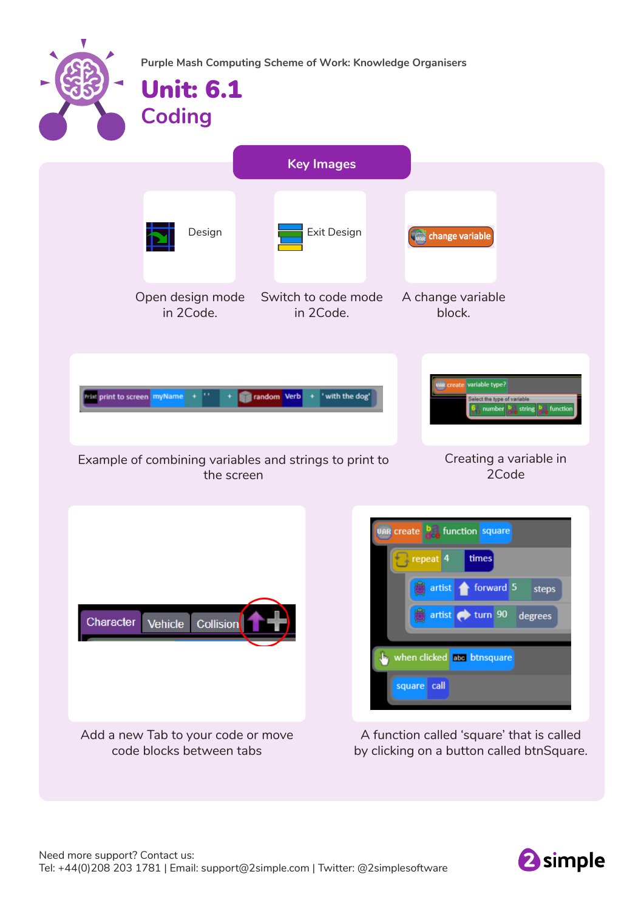Purple Mash Computing Scheme of Work: Knowledge Organisers

# Unit: 6.1
## Coding

### Key Images

Design

Open design mode in 2Code.

Exit Design

Switch to code mode in 2Code.

change variable

A change variable block.

print to screen myName + ' ' + random Verb + 'with the dog'

Example of combining variables and strings to print to the screen

create variable type? Select the type of variable number string function

Creating a variable in 2Code

Character Vehicle Collision

Add a new Tab to your code or move code blocks between tabs

```
create function square
  repeat 4 times
    artist forward 5 steps
    artist turn 90 degrees
when clicked btnsquare
  square call
```

A function called 'square' that is called by clicking on a button called btnSquare.

Need more support? Contact us:
Tel: +44(0)208 203 1781 | Email: support@2simple.com | Twitter: @2simplesoftware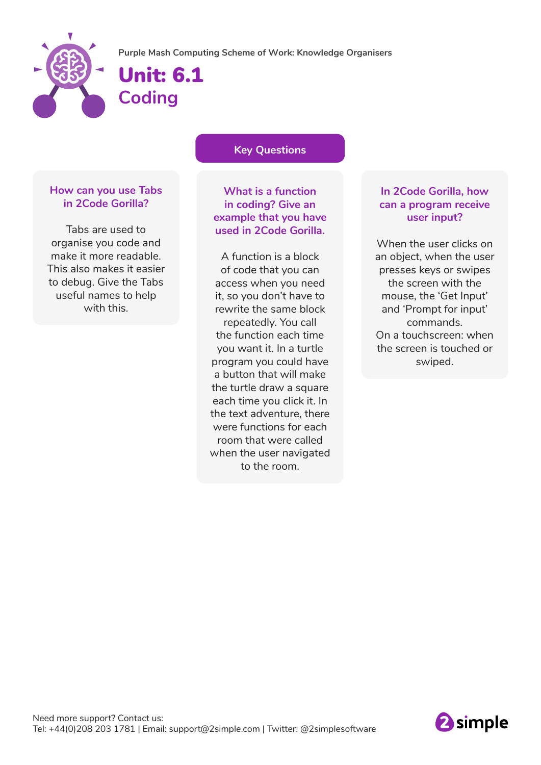Purple Mash Computing Scheme of Work: Knowledge Organisers

# Unit: 6.1
## Coding

### Key Questions

**How can you use Tabs in 2Code Gorilla?**

Tabs are used to organise you code and make it more readable. This also makes it easier to debug. Give the Tabs useful names to help with this.

**What is a function in coding? Give an example that you have used in 2Code Gorilla.**

A function is a block of code that you can access when you need it, so you don't have to rewrite the same block repeatedly. You call the function each time you want it. In a turtle program you could have a button that will make the turtle draw a square each time you click it. In the text adventure, there were functions for each room that were called when the user navigated to the room.

**In 2Code Gorilla, how can a program receive user input?**

When the user clicks on an object, when the user presses keys or swipes the screen with the mouse, the 'Get Input' and 'Prompt for input' commands.
On a touchscreen: when the screen is touched or swiped.

Need more support? Contact us:
Tel: +44(0)208 203 1781 | Email: support@2simple.com | Twitter: @2simplesoftware